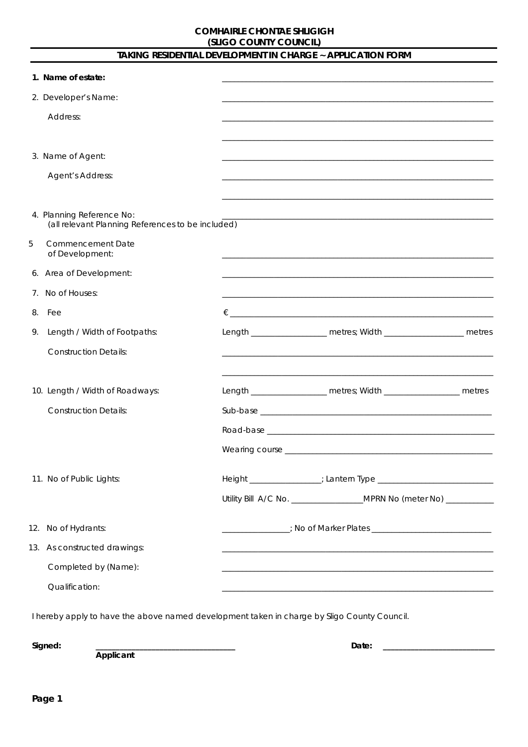**COMHAIRLE CHONTAE SHLIGIGH**
**(SLIGO COUNTY COUNCIL)**

## TAKING RESIDENTIAL DEVELOPMENT IN CHARGE ~ APPLICATION FORM

1. **Name of estate:** ____________________________________________

2. Developer's Name: ____________________________________________

   Address: ____________________________________________

   ____________________________________________

3. Name of Agent: ____________________________________________

   Agent's Address: ____________________________________________

   ____________________________________________

4. Planning Reference No: ____________________________________________
   (all relevant Planning References to be included)

5. Commencement Date of Development: ____________________________________________

6. Area of Development: ____________________________________________

7. No of Houses: ____________________________________________

8. Fee: € ____________________________________________

9. Length / Width of Footpaths: Length __________________ metres; Width __________________ metres

   Construction Details: ____________________________________________

   ____________________________________________

10. Length / Width of Roadways: Length __________________ metres; Width __________________ metres

    Construction Details:
    Sub-base ____________________________________________
    Road-base ____________________________________________
    Wearing course ____________________________________________

11. No of Public Lights: Height ________________; Lantern Type ________________________

    Utility Bill A/C No. ________________ MPRN No (meter No) ___________

12. No of Hydrants: ________________; No of Marker Plates ________________________

13. As constructed drawings: ____________________________________________

    Completed by (Name): ____________________________________________

    Qualification: ____________________________________________

I hereby apply to have the above named development taken in charge by Sligo County Council.

**Signed:** ________________________________ **Date:** ________________________
**Applicant**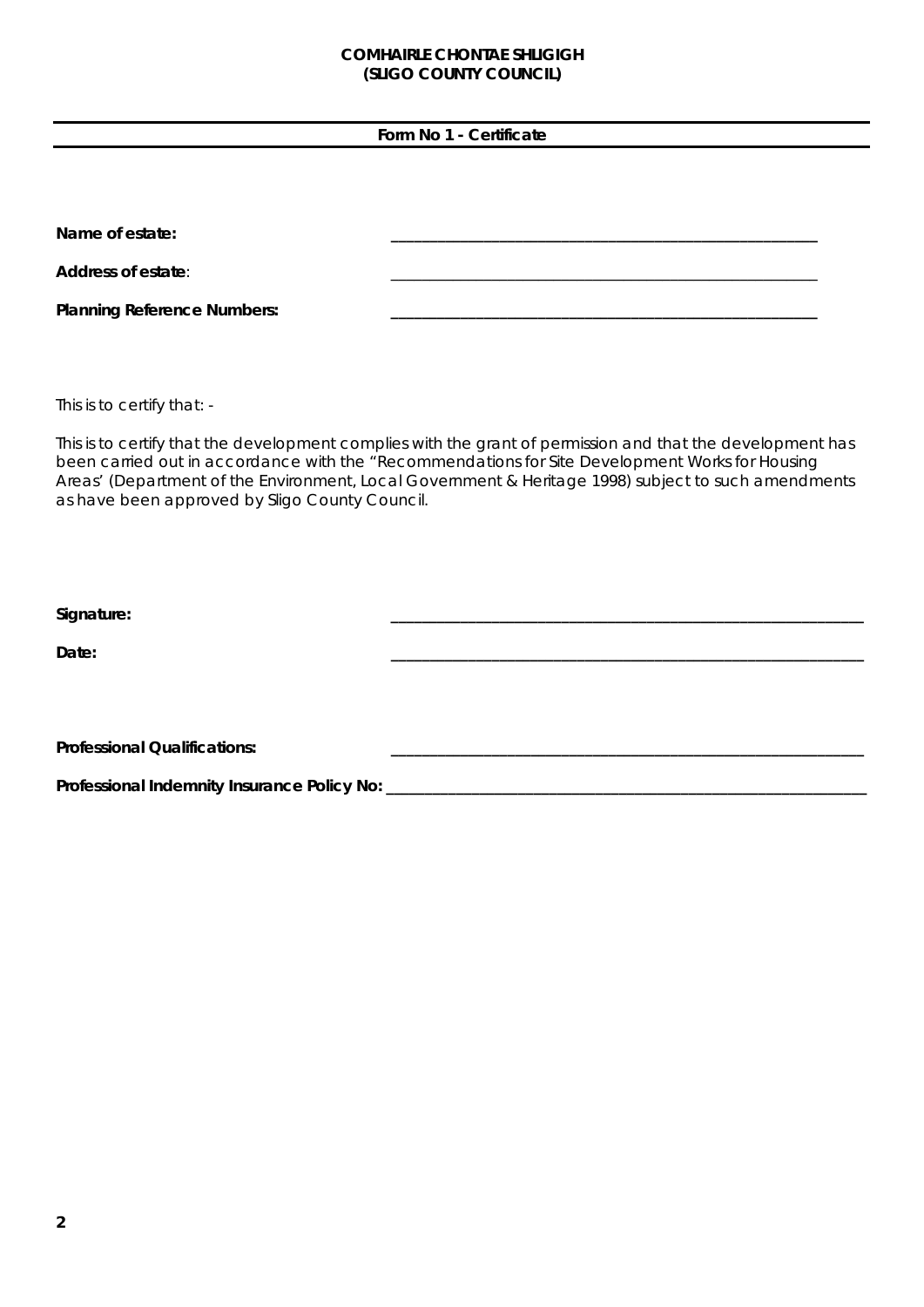**COMHAIRLE CHONTAE SHLIGIGH**
**(SLIGO COUNTY COUNCIL)**

---

**Form No 1 - Certificate**

---

**Name of estate:** ____________________________________________

**Address of estate**: ____________________________________________

**Planning Reference Numbers:** ____________________________________________

This is to certify that: -

This is to certify that the development complies with the grant of permission and that the development has been carried out in accordance with the "Recommendations for Site Development Works for Housing Areas' (Department of the Environment, Local Government & Heritage 1998) subject to such amendments as have been approved by Sligo County Council.

**Signature:** ____________________________________________

**Date:** ____________________________________________

**Professional Qualifications:** ____________________________________________

**Professional Indemnity Insurance Policy No:** ____________________________________________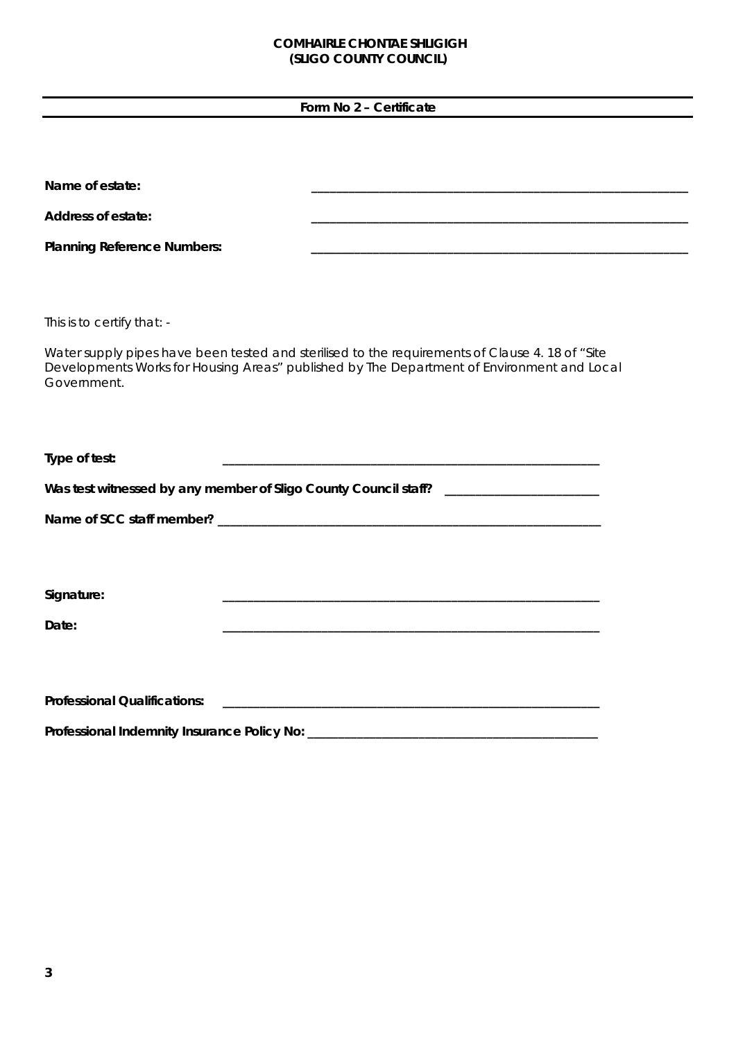**COMHAIRLE CHONTAE SHLIGIGH**
**(SLIGO COUNTY COUNCIL)**

---

**Form No 2 – Certificate**

---

**Name of estate:** ______________________________________________

**Address of estate:** ______________________________________________

**Planning Reference Numbers:** ______________________________________________

*This is to certify that: -*

*Water supply pipes have been tested and sterilised to the requirements of Clause 4. 18 of "Site Developments Works for Housing Areas" published by The Department of Environment and Local Government.*

**Type of test:** ______________________________________________

**Was test witnessed by any member of Sligo County Council staff?** ____________________

**Name of SCC staff member?** ______________________________________________

**Signature:** ______________________________________________

**Date:** ______________________________________________

**Professional Qualifications:** ______________________________________________

**Professional Indemnity Insurance Policy No:** ______________________________________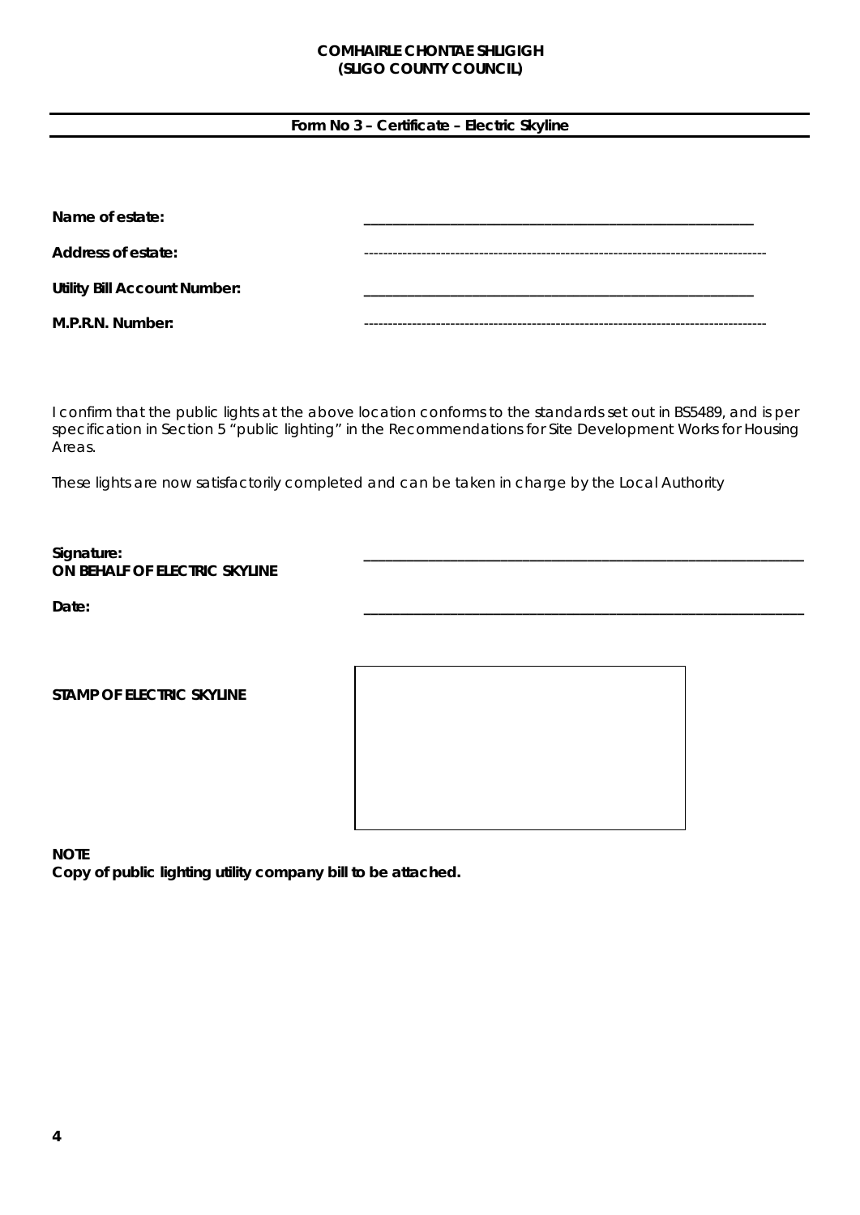**COMHAIRLE CHONTAE SHLIGIGH**
**(SLIGO COUNTY COUNCIL)**

---

**Form No 3 – Certificate – Electric Skyline**

---

**Name of estate:** ______________________________________________

**Address of estate:** ----------------------------------------------------------------------------------

**Utility Bill Account Number:** ______________________________________________

**M.P.R.N. Number:** ----------------------------------------------------------------------------------

*I confirm that the public lights at the above location conforms to the standards set out in BS5489, and is per specification in Section 5 "public lighting" in the Recommendations for Site Development Works for Housing Areas.*

*These lights are now satisfactorily completed and can be taken in charge by the Local Authority*

**Signature:** ______________________________________________
**ON BEHALF OF ELECTRIC SKYLINE**

**Date:** ______________________________________________

**STAMP OF ELECTRIC SKYLINE**

**NOTE**
**Copy of public lighting utility company bill to be attached.**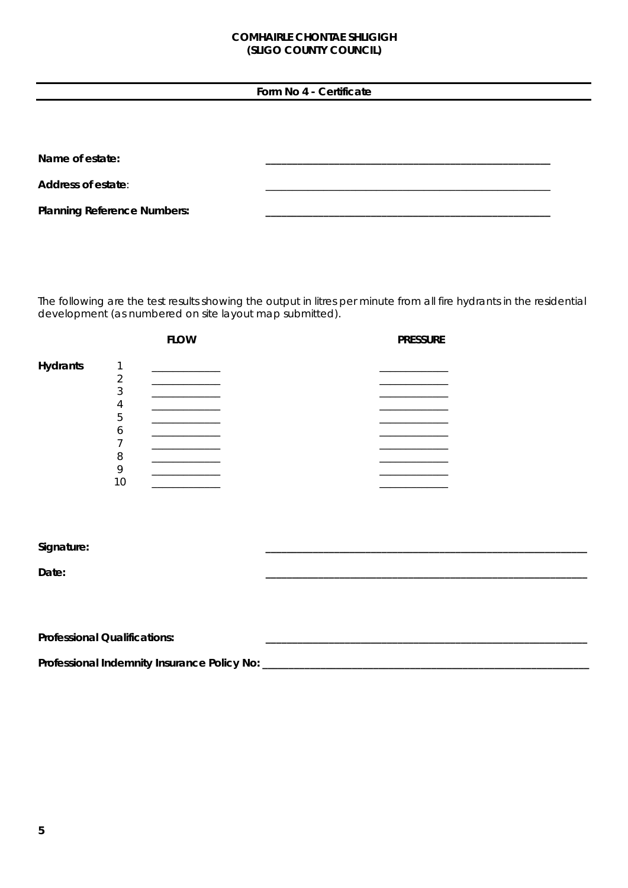**COMHAIRLE CHONTAE SHLIGIGH**
**(SLIGO COUNTY COUNCIL)**

---

**Form No 4 - Certificate**

---

**Name of estate:** \_\_\_\_\_\_\_\_\_\_\_\_\_\_\_\_\_\_\_\_\_\_\_\_\_\_\_\_\_\_\_\_\_\_\_\_\_\_\_\_\_\_\_\_\_\_\_\_

**Address of estate**: \_\_\_\_\_\_\_\_\_\_\_\_\_\_\_\_\_\_\_\_\_\_\_\_\_\_\_\_\_\_\_\_\_\_\_\_\_\_\_\_\_\_\_\_\_\_\_\_

**Planning Reference Numbers:** \_\_\_\_\_\_\_\_\_\_\_\_\_\_\_\_\_\_\_\_\_\_\_\_\_\_\_\_\_\_\_\_\_\_\_\_\_\_\_\_\_\_\_\_\_\_\_\_

The following are the test results showing the output in litres per minute from all fire hydrants in the residential development (as numbered on site layout map submitted).

| | | **FLOW** | **PRESSURE** |
|---|---|---|---|
| **Hydrants** | 1 | \_\_\_\_\_\_\_\_\_\_\_\_ | \_\_\_\_\_\_\_\_\_\_\_\_ |
| | 2 | \_\_\_\_\_\_\_\_\_\_\_\_ | \_\_\_\_\_\_\_\_\_\_\_\_ |
| | 3 | \_\_\_\_\_\_\_\_\_\_\_\_ | \_\_\_\_\_\_\_\_\_\_\_\_ |
| | 4 | \_\_\_\_\_\_\_\_\_\_\_\_ | \_\_\_\_\_\_\_\_\_\_\_\_ |
| | 5 | \_\_\_\_\_\_\_\_\_\_\_\_ | \_\_\_\_\_\_\_\_\_\_\_\_ |
| | 6 | \_\_\_\_\_\_\_\_\_\_\_\_ | \_\_\_\_\_\_\_\_\_\_\_\_ |
| | 7 | \_\_\_\_\_\_\_\_\_\_\_\_ | \_\_\_\_\_\_\_\_\_\_\_\_ |
| | 8 | \_\_\_\_\_\_\_\_\_\_\_\_ | \_\_\_\_\_\_\_\_\_\_\_\_ |
| | 9 | \_\_\_\_\_\_\_\_\_\_\_\_ | \_\_\_\_\_\_\_\_\_\_\_\_ |
| | 10 | \_\_\_\_\_\_\_\_\_\_\_\_ | \_\_\_\_\_\_\_\_\_\_\_\_ |

**Signature:** \_\_\_\_\_\_\_\_\_\_\_\_\_\_\_\_\_\_\_\_\_\_\_\_\_\_\_\_\_\_\_\_\_\_\_\_\_\_\_\_\_\_\_\_\_\_\_\_\_\_\_\_\_\_

**Date:** \_\_\_\_\_\_\_\_\_\_\_\_\_\_\_\_\_\_\_\_\_\_\_\_\_\_\_\_\_\_\_\_\_\_\_\_\_\_\_\_\_\_\_\_\_\_\_\_\_\_\_\_\_\_

**Professional Qualifications:** \_\_\_\_\_\_\_\_\_\_\_\_\_\_\_\_\_\_\_\_\_\_\_\_\_\_\_\_\_\_\_\_\_\_\_\_\_\_\_\_\_\_\_\_\_\_\_\_\_\_\_\_\_\_

**Professional Indemnity Insurance Policy No:** \_\_\_\_\_\_\_\_\_\_\_\_\_\_\_\_\_\_\_\_\_\_\_\_\_\_\_\_\_\_\_\_\_\_\_\_\_\_\_\_\_\_\_\_\_\_\_\_\_\_\_\_\_\_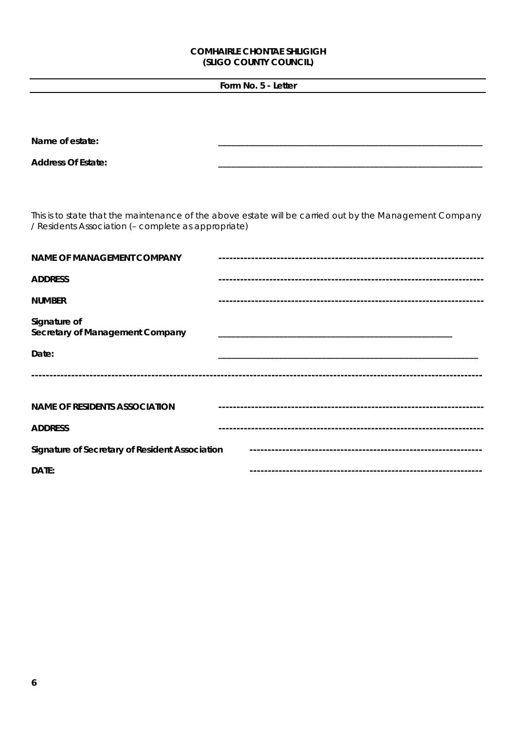**COMHAIRLE CHONTAE SHLIGIGH**
**(SLIGO COUNTY COUNCIL)**

---

**Form No. 5 - Letter**

---

**Name of estate:** ______________________________________________

**Address Of Estate:** ______________________________________________

This is to state that the maintenance of the above estate will be carried out by the Management Company / Residents Association (– complete as appropriate)

**NAME OF MANAGEMENT COMPANY** ----------------------------------------------------------------------

**ADDRESS** ----------------------------------------------------------------------

**NUMBER** ----------------------------------------------------------------------

**Signature of Secretary of Management Company** ______________________________________________

**Date:** ______________________________________________

----------------------------------------------------------------------------------------------------------------------

**NAME OF RESIDENTS ASSOCIATION** ----------------------------------------------------------------------

**ADDRESS** ----------------------------------------------------------------------

**Signature of Secretary of Resident Association** --------------------------------------------------------------

**DATE:** --------------------------------------------------------------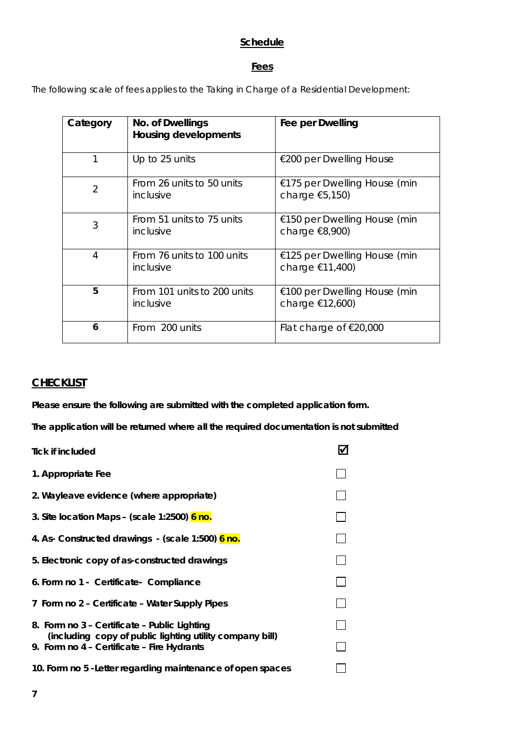## Schedule

## Fees

The following scale of fees applies to the Taking in Charge of a Residential Development:

| Category | No. of Dwellings Housing developments | Fee per Dwelling |
|---|---|---|
| 1 | Up to 25 units | €200 per Dwelling House |
| 2 | From 26 units to 50 units inclusive | €175 per Dwelling House (min charge €5,150) |
| 3 | From 51 units to 75 units inclusive | €150 per Dwelling House (min charge €8,900) |
| 4 | From 76 units to 100 units inclusive | €125 per Dwelling House (min charge €11,400) |
| **5** | From 101 units to 200 units inclusive | €100 per Dwelling House (min charge €12,600) |
| **6** | From 200 units | Flat charge of €20,000 |

## CHECKLIST

**Please ensure the following are submitted with the completed application form.**

**The application will be returned where all the required documentation is not submitted**

**Tick if included** ☑

**1. Appropriate Fee** ☐

**2. Wayleave evidence (where appropriate)** ☐

**3. Site location Maps – (scale 1:2500) 6 no.** ☐

**4. As- Constructed drawings - (scale 1:500) 6 no.** ☐

**5. Electronic copy of as-constructed drawings** ☐

**6. Form no 1 - Certificate- Compliance** ☐

**7 Form no 2 – Certificate – Water Supply Pipes** ☐

**8. Form no 3 – Certificate – Public Lighting (including copy of public lighting utility company bill)** ☐

**9. Form no 4 – Certificate – Fire Hydrants** ☐

**10. Form no 5 -Letter regarding maintenance of open spaces** ☐